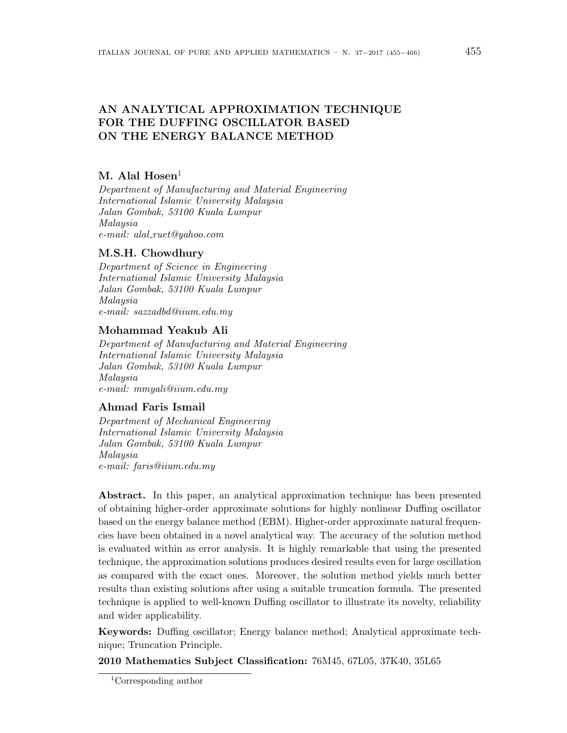# AN ANALYTICAL APPROXIMATION TECHNIQUE FOR THE DUFFING OSCILLATOR BASED ON THE ENERGY BALANCE METHOD

**M. Alal Hosen**[1]

*Department of Manufacturing and Material Engineering*
*International Islamic University Malaysia*
*Jalan Gombak, 53100 Kuala Lumpur*
*Malaysia*
*e-mail: alal_ruet@yahoo.com*

**M.S.H. Chowdhury**

*Department of Science in Engineering*
*International Islamic University Malaysia*
*Jalan Gombak, 53100 Kuala Lumpur*
*Malaysia*
*e-mail: sazzadbd@iium.edu.my*

**Mohammad Yeakub Ali**

*Department of Manufacturing and Material Engineering*
*International Islamic University Malaysia*
*Jalan Gombak, 53100 Kuala Lumpur*
*Malaysia*
*e-mail: mmyali@iium.edu.my*

**Ahmad Faris Ismail**

*Department of Mechanical Engineering*
*International Islamic University Malaysia*
*Jalan Gombak, 53100 Kuala Lumpur*
*Malaysia*
*e-mail: faris@iium.edu.my*

**Abstract.** In this paper, an analytical approximation technique has been presented of obtaining higher-order approximate solutions for highly nonlinear Duffing oscillator based on the energy balance method (EBM). Higher-order approximate natural frequencies have been obtained in a novel analytical way. The accuracy of the solution method is evaluated within as error analysis. It is highly remarkable that using the presented technique, the approximation solutions produces desired results even for large oscillation as compared with the exact ones. Moreover, the solution method yields much better results than existing solutions after using a suitable truncation formula. The presented technique is applied to well-known Duffing oscillator to illustrate its novelty, reliability and wider applicability.

**Keywords:** Duffing oscillator; Energy balance method; Analytical approximate technique; Truncation Principle.

**2010 Mathematics Subject Classification:** 76M45, 67L05, 37K40, 35L65

---

[1]Corresponding author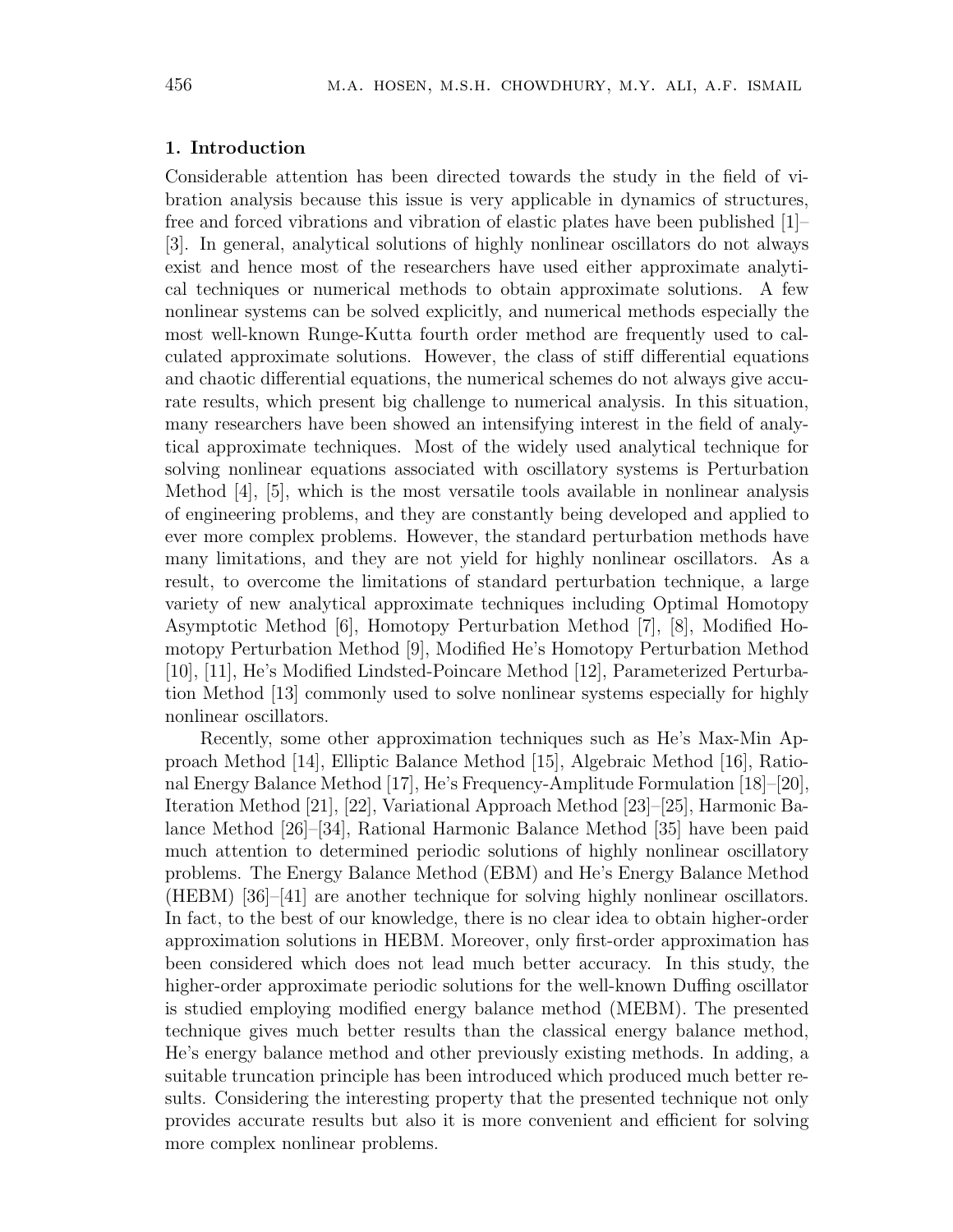## 1. Introduction

Considerable attention has been directed towards the study in the field of vibration analysis because this issue is very applicable in dynamics of structures, free and forced vibrations and vibration of elastic plates have been published [1]–[3]. In general, analytical solutions of highly nonlinear oscillators do not always exist and hence most of the researchers have used either approximate analytical techniques or numerical methods to obtain approximate solutions. A few nonlinear systems can be solved explicitly, and numerical methods especially the most well-known Runge-Kutta fourth order method are frequently used to calculated approximate solutions. However, the class of stiff differential equations and chaotic differential equations, the numerical schemes do not always give accurate results, which present big challenge to numerical analysis. In this situation, many researchers have been showed an intensifying interest in the field of analytical approximate techniques. Most of the widely used analytical technique for solving nonlinear equations associated with oscillatory systems is Perturbation Method [4], [5], which is the most versatile tools available in nonlinear analysis of engineering problems, and they are constantly being developed and applied to ever more complex problems. However, the standard perturbation methods have many limitations, and they are not yield for highly nonlinear oscillators. As a result, to overcome the limitations of standard perturbation technique, a large variety of new analytical approximate techniques including Optimal Homotopy Asymptotic Method [6], Homotopy Perturbation Method [7], [8], Modified Homotopy Perturbation Method [9], Modified He's Homotopy Perturbation Method [10], [11], He's Modified Lindsted-Poincare Method [12], Parameterized Perturbation Method [13] commonly used to solve nonlinear systems especially for highly nonlinear oscillators.

Recently, some other approximation techniques such as He's Max-Min Approach Method [14], Elliptic Balance Method [15], Algebraic Method [16], Rational Energy Balance Method [17], He's Frequency-Amplitude Formulation [18]–[20], Iteration Method [21], [22], Variational Approach Method [23]–[25], Harmonic Balance Method [26]–[34], Rational Harmonic Balance Method [35] have been paid much attention to determined periodic solutions of highly nonlinear oscillatory problems. The Energy Balance Method (EBM) and He's Energy Balance Method (HEBM) [36]–[41] are another technique for solving highly nonlinear oscillators. In fact, to the best of our knowledge, there is no clear idea to obtain higher-order approximation solutions in HEBM. Moreover, only first-order approximation has been considered which does not lead much better accuracy. In this study, the higher-order approximate periodic solutions for the well-known Duffing oscillator is studied employing modified energy balance method (MEBM). The presented technique gives much better results than the classical energy balance method, He's energy balance method and other previously existing methods. In adding, a suitable truncation principle has been introduced which produced much better results. Considering the interesting property that the presented technique not only provides accurate results but also it is more convenient and efficient for solving more complex nonlinear problems.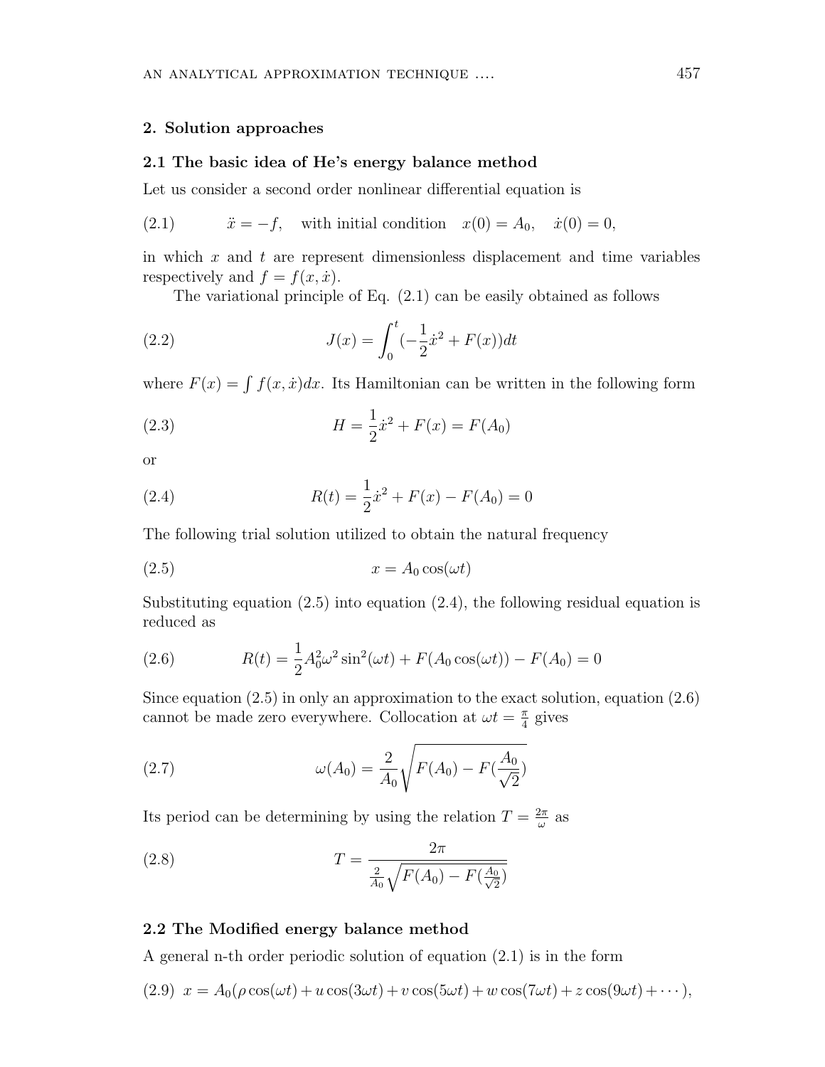## 2. Solution approaches

### 2.1 The basic idea of He's energy balance method

Let us consider a second order nonlinear differential equation is

$$\ddot{x} = -f, \quad \text{with initial condition} \quad x(0) = A_0, \quad \dot{x}(0) = 0, \tag{2.1}$$

in which $x$ and $t$ are represent dimensionless displacement and time variables respectively and $f = f(x, \dot{x})$.

The variational principle of Eq. (2.1) can be easily obtained as follows

$$J(x) = \int_0^t (-\frac{1}{2}\dot{x}^2 + F(x))dt \tag{2.2}$$

where $F(x) = \int f(x, \dot{x})dx$. Its Hamiltonian can be written in the following form

$$H = \frac{1}{2}\dot{x}^2 + F(x) = F(A_0) \tag{2.3}$$

or

$$R(t) = \frac{1}{2}\dot{x}^2 + F(x) - F(A_0) = 0 \tag{2.4}$$

The following trial solution utilized to obtain the natural frequency

$$x = A_0 \cos(\omega t) \tag{2.5}$$

Substituting equation (2.5) into equation (2.4), the following residual equation is reduced as

$$R(t) = \frac{1}{2}A_0^2\omega^2 \sin^2(\omega t) + F(A_0 \cos(\omega t)) - F(A_0) = 0 \tag{2.6}$$

Since equation (2.5) in only an approximation to the exact solution, equation (2.6) cannot be made zero everywhere. Collocation at $\omega t = \frac{\pi}{4}$ gives

$$\omega(A_0) = \frac{2}{A_0}\sqrt{F(A_0) - F(\frac{A_0}{\sqrt{2}})} \tag{2.7}$$

Its period can be determining by using the relation $T = \frac{2\pi}{\omega}$ as

$$T = \frac{2\pi}{\frac{2}{A_0}\sqrt{F(A_0) - F(\frac{A_0}{\sqrt{2}})}} \tag{2.8}$$

### 2.2 The Modified energy balance method

A general n-th order periodic solution of equation (2.1) is in the form

$$x = A_0(\rho \cos(\omega t) + u \cos(3\omega t) + v \cos(5\omega t) + w \cos(7\omega t) + z \cos(9\omega t) + \cdots), \tag{2.9}$$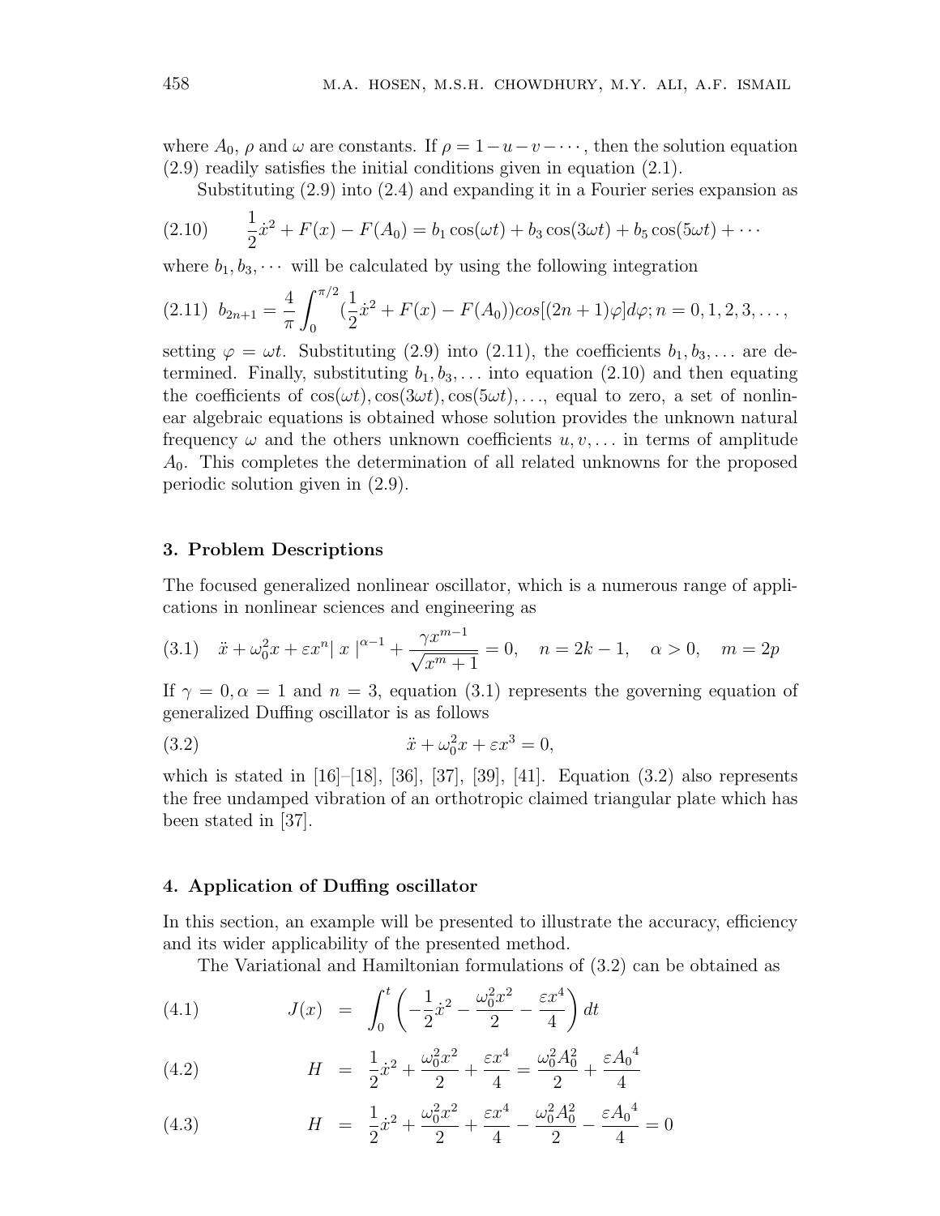where $A_0$, $\rho$ and $\omega$ are constants. If $\rho = 1 - u - v - \cdots$, then the solution equation (2.9) readily satisfies the initial conditions given in equation (2.1).

Substituting (2.9) into (2.4) and expanding it in a Fourier series expansion as

$$\frac{1}{2}\dot{x}^2 + F(x) - F(A_0) = b_1 \cos(\omega t) + b_3 \cos(3\omega t) + b_5 \cos(5\omega t) + \cdots \tag{2.10}$$

where $b_1, b_3, \cdots$ will be calculated by using the following integration

$$b_{2n+1} = \frac{4}{\pi}\int_0^{\pi/2} (\frac{1}{2}\dot{x}^2 + F(x) - F(A_0)) cos[(2n+1)\varphi]d\varphi; n = 0, 1, 2, 3, \ldots, \tag{2.11}$$

setting $\varphi = \omega t$. Substituting (2.9) into (2.11), the coefficients $b_1, b_3, \ldots$ are determined. Finally, substituting $b_1, b_3, \ldots$ into equation (2.10) and then equating the coefficients of $\cos(\omega t), \cos(3\omega t), \cos(5\omega t), \ldots$, equal to zero, a set of nonlinear algebraic equations is obtained whose solution provides the unknown natural frequency $\omega$ and the others unknown coefficients $u, v, \ldots$ in terms of amplitude $A_0$. This completes the determination of all related unknowns for the proposed periodic solution given in (2.9).

## 3. Problem Descriptions

The focused generalized nonlinear oscillator, which is a numerous range of applications in nonlinear sciences and engineering as

$$\ddot{x} + \omega_0^2 x + \varepsilon x^n | \, x \, |^{\alpha - 1} + \frac{\gamma x^{m-1}}{\sqrt{x^m + 1}} = 0, \quad n = 2k - 1, \quad \alpha > 0, \quad m = 2p \tag{3.1}$$

If $\gamma = 0, \alpha = 1$ and $n = 3$, equation (3.1) represents the governing equation of generalized Duffing oscillator is as follows

$$\ddot{x} + \omega_0^2 x + \varepsilon x^3 = 0, \tag{3.2}$$

which is stated in [16]–[18], [36], [37], [39], [41]. Equation (3.2) also represents the free undamped vibration of an orthotropic claimed triangular plate which has been stated in [37].

## 4. Application of Duffing oscillator

In this section, an example will be presented to illustrate the accuracy, efficiency and its wider applicability of the presented method.

The Variational and Hamiltonian formulations of (3.2) can be obtained as

$$J(x) = \int_0^t \left( -\frac{1}{2}\dot{x}^2 - \frac{\omega_0^2 x^2}{2} - \frac{\varepsilon x^4}{4} \right) dt \tag{4.1}$$

$$H = \frac{1}{2}\dot{x}^2 + \frac{\omega_0^2 x^2}{2} + \frac{\varepsilon x^4}{4} = \frac{\omega_0^2 A_0^2}{2} + \frac{\varepsilon {A_0}^4}{4} \tag{4.2}$$

$$H = \frac{1}{2}\dot{x}^2 + \frac{\omega_0^2 x^2}{2} + \frac{\varepsilon x^4}{4} - \frac{\omega_0^2 A_0^2}{2} - \frac{\varepsilon {A_0}^4}{4} = 0 \tag{4.3}$$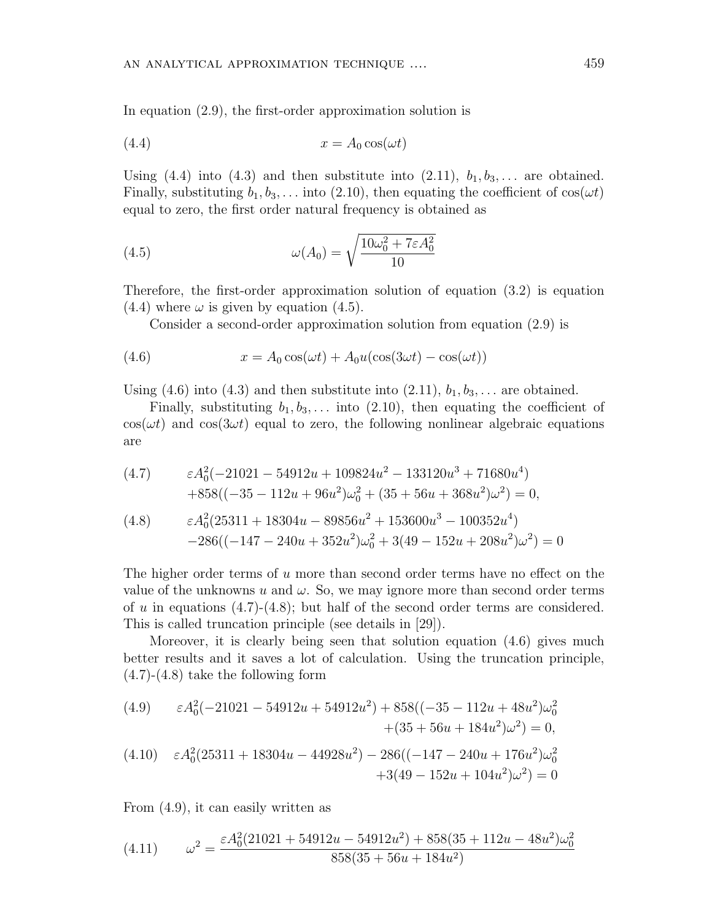In equation (2.9), the first-order approximation solution is

$$x = A_0 \cos(\omega t) \tag{4.4}$$

Using (4.4) into (4.3) and then substitute into (2.11), $b_1, b_3, \ldots$ are obtained. Finally, substituting $b_1, b_3, \ldots$ into (2.10), then equating the coefficient of $\cos(\omega t)$ equal to zero, the first order natural frequency is obtained as

$$\omega(A_0) = \sqrt{\frac{10\omega_0^2 + 7\varepsilon A_0^2}{10}} \tag{4.5}$$

Therefore, the first-order approximation solution of equation (3.2) is equation (4.4) where $\omega$ is given by equation (4.5).

Consider a second-order approximation solution from equation (2.9) is

$$x = A_0 \cos(\omega t) + A_0 u(\cos(3\omega t) - \cos(\omega t)) \tag{4.6}$$

Using (4.6) into (4.3) and then substitute into (2.11), $b_1, b_3, \ldots$ are obtained.

Finally, substituting $b_1, b_3, \ldots$ into (2.10), then equating the coefficient of $\cos(\omega t)$ and $\cos(3\omega t)$ equal to zero, the following nonlinear algebraic equations are

$$\begin{aligned} &\varepsilon A_0^2(-21021 - 54912u + 109824u^2 - 133120u^3 + 71680u^4) \\ &+858((-35 - 112u + 96u^2)\omega_0^2 + (35 + 56u + 368u^2)\omega^2) = 0, \end{aligned} \tag{4.7}$$

$$\begin{aligned} &\varepsilon A_0^2(25311 + 18304u - 89856u^2 + 153600u^3 - 100352u^4) \\ &-286((-147 - 240u + 352u^2)\omega_0^2 + 3(49 - 152u + 208u^2)\omega^2) = 0 \end{aligned} \tag{4.8}$$

The higher order terms of $u$ more than second order terms have no effect on the value of the unknowns $u$ and $\omega$. So, we may ignore more than second order terms of $u$ in equations (4.7)-(4.8); but half of the second order terms are considered. This is called truncation principle (see details in [29]).

Moreover, it is clearly being seen that solution equation (4.6) gives much better results and it saves a lot of calculation. Using the truncation principle, (4.7)-(4.8) take the following form

$$\begin{aligned} \varepsilon A_0^2(-21021 - 54912u + 54912u^2) + 858((-35 - 112u + 48u^2)\omega_0^2 \\ +(35 + 56u + 184u^2)\omega^2) = 0, \end{aligned} \tag{4.9}$$

$$\begin{aligned} \varepsilon A_0^2(25311 + 18304u - 44928u^2) - 286((-147 - 240u + 176u^2)\omega_0^2 \\ +3(49 - 152u + 104u^2)\omega^2) = 0 \end{aligned} \tag{4.10}$$

From (4.9), it can easily written as

$$\omega^2 = \frac{\varepsilon A_0^2(21021 + 54912u - 54912u^2) + 858(35 + 112u - 48u^2)\omega_0^2}{858(35 + 56u + 184u^2)} \tag{4.11}$$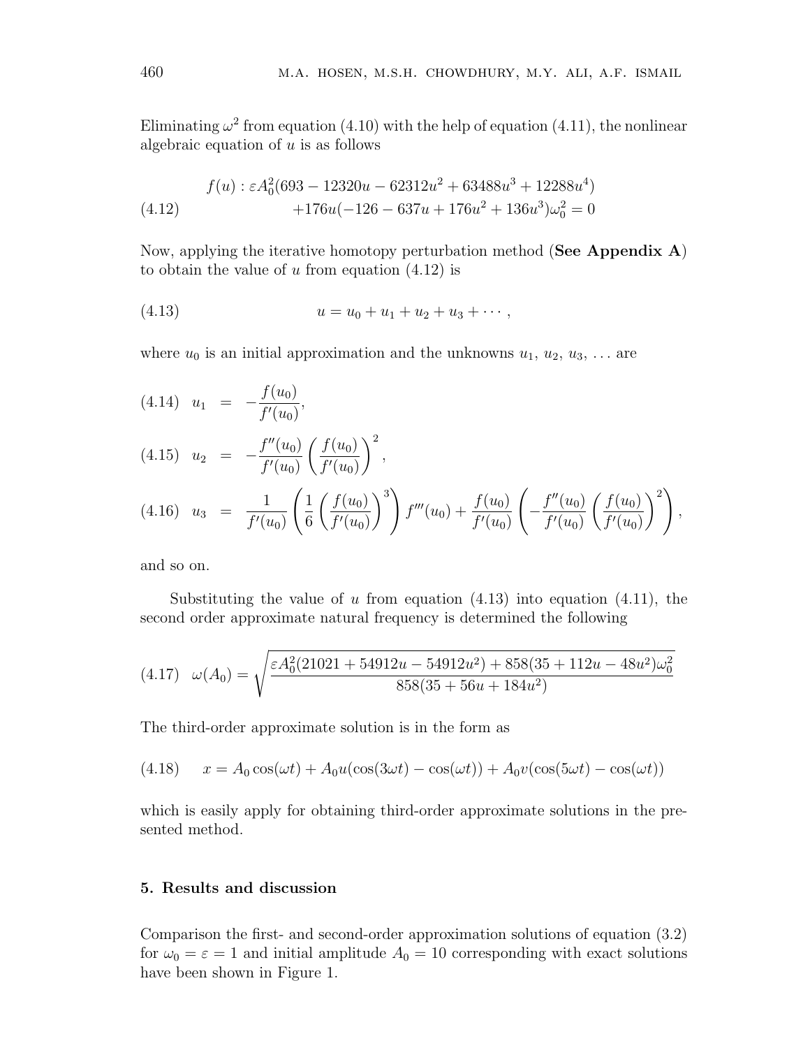Eliminating $\omega^2$ from equation (4.10) with the help of equation (4.11), the nonlinear algebraic equation of $u$ is as follows

$$
\begin{aligned}
f(u) : \varepsilon A_0^2(693 - 12320u - 62312u^2 + 63488u^3 + 12288u^4) \\
+176u(-126 - 637u + 176u^2 + 136u^3)\omega_0^2 = 0
\end{aligned}
\tag{4.12}
$$

Now, applying the iterative homotopy perturbation method (**See Appendix A**) to obtain the value of $u$ from equation (4.12) is

$$
u = u_0 + u_1 + u_2 + u_3 + \cdots , \tag{4.13}
$$

where $u_0$ is an initial approximation and the unknowns $u_1$, $u_2$, $u_3$, ... are

$$
u_1 = -\frac{f(u_0)}{f'(u_0)}, \tag{4.14}
$$

$$
u_2 = -\frac{f''(u_0)}{f'(u_0)}\left(\frac{f(u_0)}{f'(u_0)}\right)^2, \tag{4.15}
$$

$$
u_3 = \frac{1}{f'(u_0)}\left(\frac{1}{6}\left(\frac{f(u_0)}{f'(u_0)}\right)^3\right)f'''(u_0) + \frac{f(u_0)}{f'(u_0)}\left(-\frac{f''(u_0)}{f'(u_0)}\left(\frac{f(u_0)}{f'(u_0)}\right)^2\right), \tag{4.16}
$$

and so on.

Substituting the value of $u$ from equation (4.13) into equation (4.11), the second order approximate natural frequency is determined the following

$$
\omega(A_0) = \sqrt{\frac{\varepsilon A_0^2(21021 + 54912u - 54912u^2) + 858(35 + 112u - 48u^2)\omega_0^2}{858(35 + 56u + 184u^2)}} \tag{4.17}
$$

The third-order approximate solution is in the form as

$$
x = A_0\cos(\omega t) + A_0 u(\cos(3\omega t) - \cos(\omega t)) + A_0 v(\cos(5\omega t) - \cos(\omega t)) \tag{4.18}
$$

which is easily apply for obtaining third-order approximate solutions in the presented method.

## 5. Results and discussion

Comparison the first- and second-order approximation solutions of equation (3.2) for $\omega_0 = \varepsilon = 1$ and initial amplitude $A_0 = 10$ corresponding with exact solutions have been shown in Figure 1.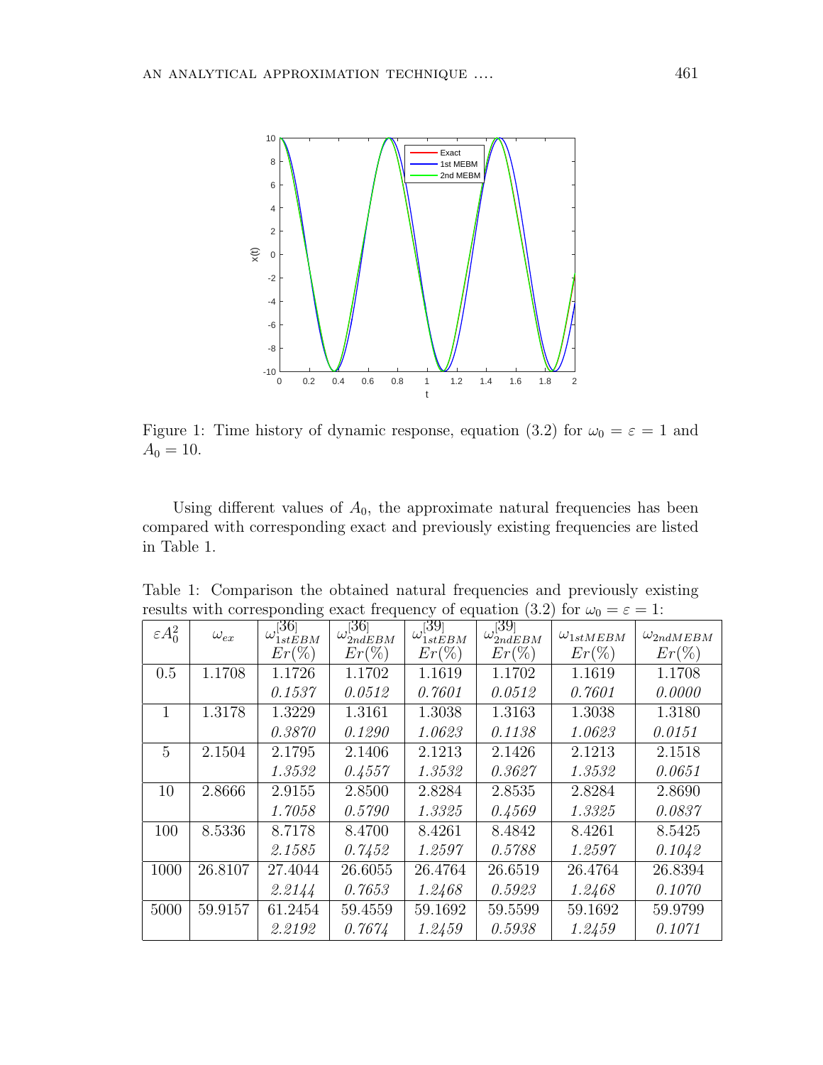Figure 1: Time history of dynamic response, equation (3.2) for $\omega_0 = \varepsilon = 1$ and $A_0 = 10$.

Using different values of $A_0$, the approximate natural frequencies has been compared with corresponding exact and previously existing frequencies are listed in Table 1.

Table 1: Comparison the obtained natural frequencies and previously existing results with corresponding exact frequency of equation (3.2) for $\omega_0 = \varepsilon = 1$:

| $\varepsilon A_0^2$ | $\omega_{ex}$ | $\omega_{1stEBM}^{[36]}$ $Er(\%)$ | $\omega_{2ndEBM}^{[36]}$ $Er(\%)$ | $\omega_{1stEBM}^{[39]}$ $Er(\%)$ | $\omega_{2ndEBM}^{[39]}$ $Er(\%)$ | $\omega_{1stMEBM}$ $Er(\%)$ | $\omega_{2ndMEBM}$ $Er(\%)$ |
|---|---|---|---|---|---|---|---|
| 0.5 | 1.1708 | 1.1726 | 1.1702 | 1.1619 | 1.1702 | 1.1619 | 1.1708 |
| | | *0.1537* | *0.0512* | *0.7601* | *0.0512* | *0.7601* | *0.0000* |
| 1 | 1.3178 | 1.3229 | 1.3161 | 1.3038 | 1.3163 | 1.3038 | 1.3180 |
| | | *0.3870* | *0.1290* | *1.0623* | *0.1138* | *1.0623* | *0.0151* |
| 5 | 2.1504 | 2.1795 | 2.1406 | 2.1213 | 2.1426 | 2.1213 | 2.1518 |
| | | *1.3532* | *0.4557* | *1.3532* | *0.3627* | *1.3532* | *0.0651* |
| 10 | 2.8666 | 2.9155 | 2.8500 | 2.8284 | 2.8535 | 2.8284 | 2.8690 |
| | | *1.7058* | *0.5790* | *1.3325* | *0.4569* | *1.3325* | *0.0837* |
| 100 | 8.5336 | 8.7178 | 8.4700 | 8.4261 | 8.4842 | 8.4261 | 8.5425 |
| | | *2.1585* | *0.7452* | *1.2597* | *0.5788* | *1.2597* | *0.1042* |
| 1000 | 26.8107 | 27.4044 | 26.6055 | 26.4764 | 26.6519 | 26.4764 | 26.8394 |
| | | *2.2144* | *0.7653* | *1.2468* | *0.5923* | *1.2468* | *0.1070* |
| 5000 | 59.9157 | 61.2454 | 59.4559 | 59.1692 | 59.5599 | 59.1692 | 59.9799 |
| | | *2.2192* | *0.7674* | *1.2459* | *0.5938* | *1.2459* | *0.1071* |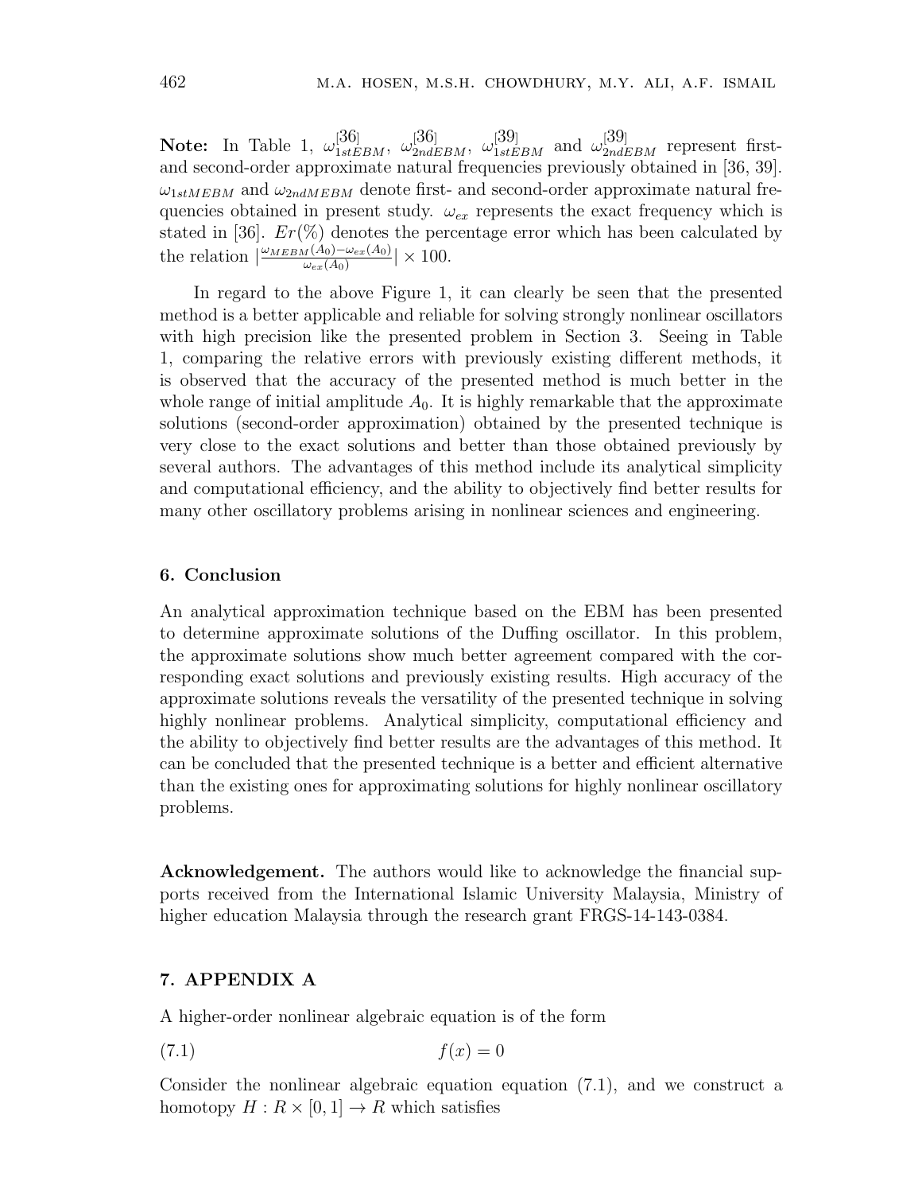**Note:** In Table 1, $\omega^{[36]}_{1stEBM}$, $\omega^{[36]}_{2ndEBM}$, $\omega^{[39]}_{1stEBM}$ and $\omega^{[39]}_{2ndEBM}$ represent first- and second-order approximate natural frequencies previously obtained in [36, 39]. $\omega_{1stMEBM}$ and $\omega_{2ndMEBM}$ denote first- and second-order approximate natural frequencies obtained in present study. $\omega_{ex}$ represents the exact frequency which is stated in [36]. $Er(\%)$ denotes the percentage error which has been calculated by the relation $|\frac{\omega_{MEBM}(A_0)-\omega_{ex}(A_0)}{\omega_{ex}(A_0)}| \times 100$.

In regard to the above Figure 1, it can clearly be seen that the presented method is a better applicable and reliable for solving strongly nonlinear oscillators with high precision like the presented problem in Section 3. Seeing in Table 1, comparing the relative errors with previously existing different methods, it is observed that the accuracy of the presented method is much better in the whole range of initial amplitude $A_0$. It is highly remarkable that the approximate solutions (second-order approximation) obtained by the presented technique is very close to the exact solutions and better than those obtained previously by several authors. The advantages of this method include its analytical simplicity and computational efficiency, and the ability to objectively find better results for many other oscillatory problems arising in nonlinear sciences and engineering.

## 6. Conclusion

An analytical approximation technique based on the EBM has been presented to determine approximate solutions of the Duffing oscillator. In this problem, the approximate solutions show much better agreement compared with the corresponding exact solutions and previously existing results. High accuracy of the approximate solutions reveals the versatility of the presented technique in solving highly nonlinear problems. Analytical simplicity, computational efficiency and the ability to objectively find better results are the advantages of this method. It can be concluded that the presented technique is a better and efficient alternative than the existing ones for approximating solutions for highly nonlinear oscillatory problems.

**Acknowledgement.** The authors would like to acknowledge the financial supports received from the International Islamic University Malaysia, Ministry of higher education Malaysia through the research grant FRGS-14-143-0384.

## 7. APPENDIX A

A higher-order nonlinear algebraic equation is of the form

$$f(x) = 0 \tag{7.1}$$

Consider the nonlinear algebraic equation equation (7.1), and we construct a homotopy $H : R \times [0, 1] \to R$ which satisfies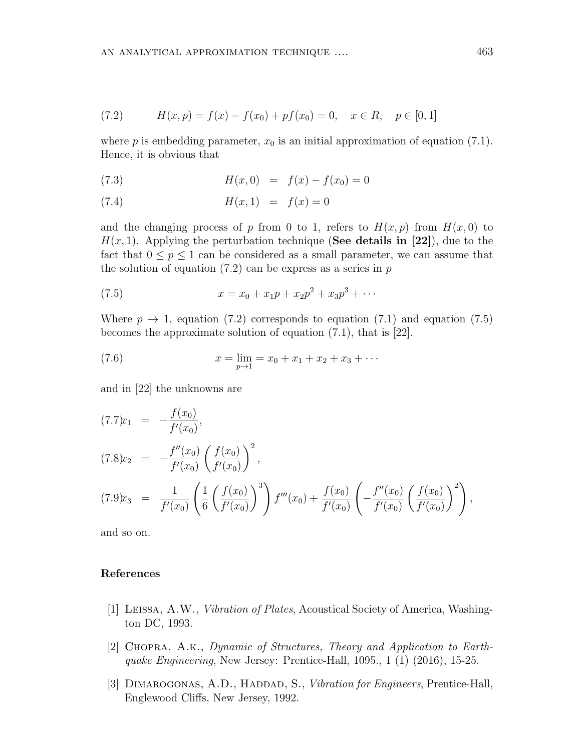$$H(x,p) = f(x) - f(x_0) + pf(x_0) = 0, \quad x \in R, \quad p \in [0,1] \tag{7.2}$$

where $p$ is embedding parameter, $x_0$ is an initial approximation of equation (7.1). Hence, it is obvious that

$$H(x,0) = f(x) - f(x_0) = 0 \tag{7.3}$$

$$H(x,1) = f(x) = 0 \tag{7.4}$$

and the changing process of $p$ from 0 to 1, refers to $H(x,p)$ from $H(x,0)$ to $H(x,1)$. Applying the perturbation technique (**See details in [22]**), due to the fact that $0 \leq p \leq 1$ can be considered as a small parameter, we can assume that the solution of equation (7.2) can be express as a series in $p$

$$x = x_0 + x_1 p + x_2 p^2 + x_3 p^3 + \cdots \tag{7.5}$$

Where $p \to 1$, equation (7.2) corresponds to equation (7.1) and equation (7.5) becomes the approximate solution of equation (7.1), that is [22].

$$x = \lim_{p \to 1} = x_0 + x_1 + x_2 + x_3 + \cdots \tag{7.6}$$

and in [22] the unknowns are

$$x_1 = -\frac{f(x_0)}{f'(x_0)}, \tag{7.7}$$

$$x_2 = -\frac{f''(x_0)}{f'(x_0)} \left( \frac{f(x_0)}{f'(x_0)} \right)^2, \tag{7.8}$$

$$x_3 = \frac{1}{f'(x_0)} \left( \frac{1}{6} \left( \frac{f(x_0)}{f'(x_0)} \right)^3 \right) f'''(x_0) + \frac{f(x_0)}{f'(x_0)} \left( -\frac{f''(x_0)}{f'(x_0)} \left( \frac{f(x_0)}{f'(x_0)} \right)^2 \right), \tag{7.9}$$

and so on.

## References

[1] Leissa, A.W., *Vibration of Plates*, Acoustical Society of America, Washington DC, 1993.

[2] Chopra, A.k., *Dynamic of Structures, Theory and Application to Earthquake Engineering*, New Jersey: Prentice-Hall, 1095., 1 (1) (2016), 15-25.

[3] Dimarogonas, A.D., Haddad, S., *Vibration for Engineers*, Prentice-Hall, Englewood Cliffs, New Jersey, 1992.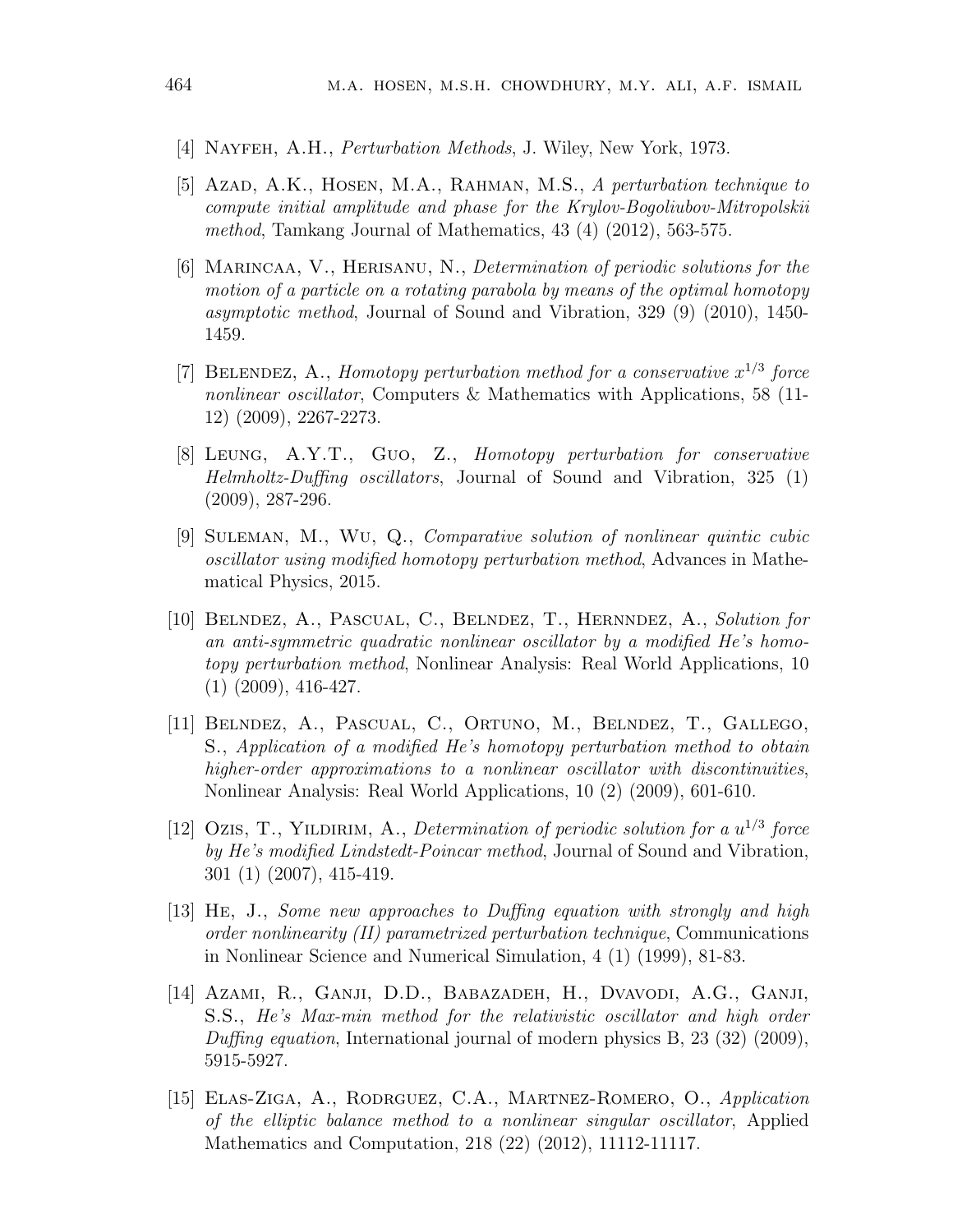[4] Nayfeh, A.H., *Perturbation Methods*, J. Wiley, New York, 1973.

[5] Azad, A.K., Hosen, M.A., Rahman, M.S., *A perturbation technique to compute initial amplitude and phase for the Krylov-Bogoliubov-Mitropolskii method*, Tamkang Journal of Mathematics, 43 (4) (2012), 563-575.

[6] Marincaa, V., Herisanu, N., *Determination of periodic solutions for the motion of a particle on a rotating parabola by means of the optimal homotopy asymptotic method*, Journal of Sound and Vibration, 329 (9) (2010), 1450-1459.

[7] Belendez, A., *Homotopy perturbation method for a conservative $x^{1/3}$ force nonlinear oscillator*, Computers & Mathematics with Applications, 58 (11-12) (2009), 2267-2273.

[8] Leung, A.Y.T., Guo, Z., *Homotopy perturbation for conservative Helmholtz-Duffing oscillators*, Journal of Sound and Vibration, 325 (1) (2009), 287-296.

[9] Suleman, M., Wu, Q., *Comparative solution of nonlinear quintic cubic oscillator using modified homotopy perturbation method*, Advances in Mathematical Physics, 2015.

[10] Belndez, A., Pascual, C., Belndez, T., Hernndez, A., *Solution for an anti-symmetric quadratic nonlinear oscillator by a modified He's homotopy perturbation method*, Nonlinear Analysis: Real World Applications, 10 (1) (2009), 416-427.

[11] Belndez, A., Pascual, C., Ortuno, M., Belndez, T., Gallego, S., *Application of a modified He's homotopy perturbation method to obtain higher-order approximations to a nonlinear oscillator with discontinuities*, Nonlinear Analysis: Real World Applications, 10 (2) (2009), 601-610.

[12] Ozis, T., Yildirim, A., *Determination of periodic solution for a $u^{1/3}$ force by He's modified Lindstedt-Poincar method*, Journal of Sound and Vibration, 301 (1) (2007), 415-419.

[13] He, J., *Some new approaches to Duffing equation with strongly and high order nonlinearity (II) parametrized perturbation technique*, Communications in Nonlinear Science and Numerical Simulation, 4 (1) (1999), 81-83.

[14] Azami, R., Ganji, D.D., Babazadeh, H., Dvavodi, A.G., Ganji, S.S., *He's Max-min method for the relativistic oscillator and high order Duffing equation*, International journal of modern physics B, 23 (32) (2009), 5915-5927.

[15] Elas-Ziga, A., Rodrguez, C.A., Martnez-Romero, O., *Application of the elliptic balance method to a nonlinear singular oscillator*, Applied Mathematics and Computation, 218 (22) (2012), 11112-11117.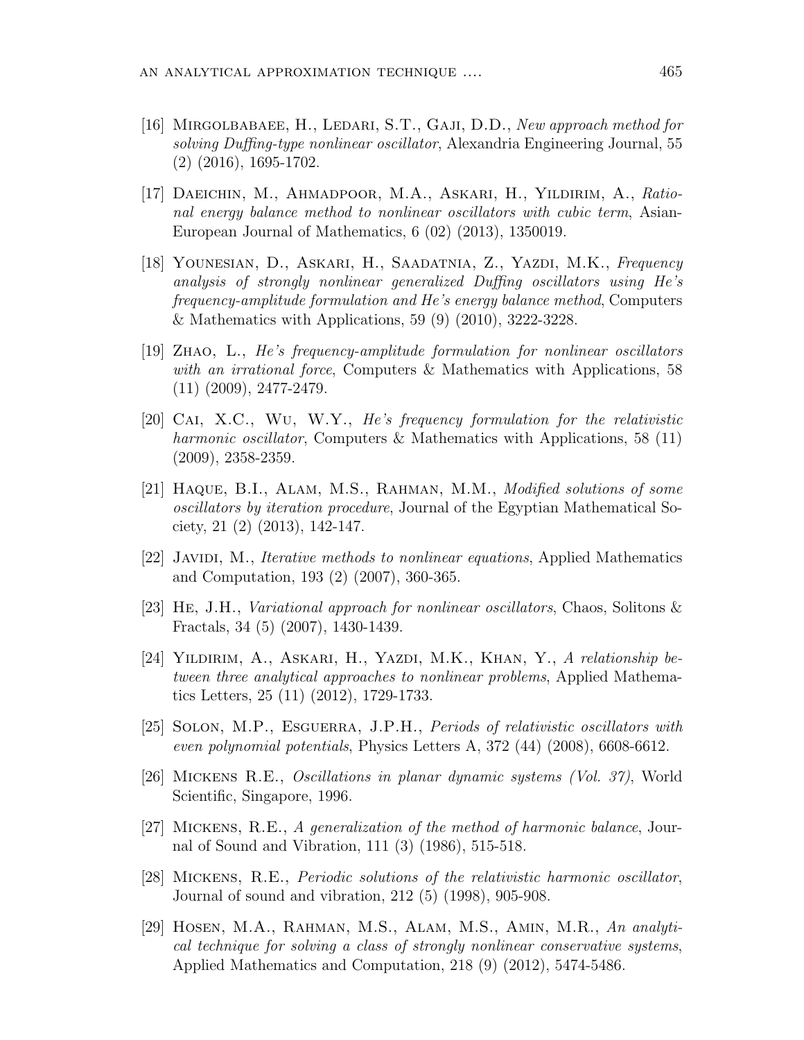[16] Mirgolbabaee, H., Ledari, S.T., Gaji, D.D., *New approach method for solving Duffing-type nonlinear oscillator*, Alexandria Engineering Journal, 55 (2) (2016), 1695-1702.

[17] Daeichin, M., Ahmadpoor, M.A., Askari, H., Yildirim, A., *Rational energy balance method to nonlinear oscillators with cubic term*, Asian-European Journal of Mathematics, 6 (02) (2013), 1350019.

[18] Younesian, D., Askari, H., Saadatnia, Z., Yazdi, M.K., *Frequency analysis of strongly nonlinear generalized Duffing oscillators using He's frequency-amplitude formulation and He's energy balance method*, Computers & Mathematics with Applications, 59 (9) (2010), 3222-3228.

[19] Zhao, L., *He's frequency-amplitude formulation for nonlinear oscillators with an irrational force*, Computers & Mathematics with Applications, 58 (11) (2009), 2477-2479.

[20] Cai, X.C., Wu, W.Y., *He's frequency formulation for the relativistic harmonic oscillator*, Computers & Mathematics with Applications, 58 (11) (2009), 2358-2359.

[21] Haque, B.I., Alam, M.S., Rahman, M.M., *Modified solutions of some oscillators by iteration procedure*, Journal of the Egyptian Mathematical Society, 21 (2) (2013), 142-147.

[22] Javidi, M., *Iterative methods to nonlinear equations*, Applied Mathematics and Computation, 193 (2) (2007), 360-365.

[23] He, J.H., *Variational approach for nonlinear oscillators*, Chaos, Solitons & Fractals, 34 (5) (2007), 1430-1439.

[24] Yildirim, A., Askari, H., Yazdi, M.K., Khan, Y., *A relationship between three analytical approaches to nonlinear problems*, Applied Mathematics Letters, 25 (11) (2012), 1729-1733.

[25] Solon, M.P., Esguerra, J.P.H., *Periods of relativistic oscillators with even polynomial potentials*, Physics Letters A, 372 (44) (2008), 6608-6612.

[26] Mickens R.E., *Oscillations in planar dynamic systems (Vol. 37)*, World Scientific, Singapore, 1996.

[27] Mickens, R.E., *A generalization of the method of harmonic balance*, Journal of Sound and Vibration, 111 (3) (1986), 515-518.

[28] Mickens, R.E., *Periodic solutions of the relativistic harmonic oscillator*, Journal of sound and vibration, 212 (5) (1998), 905-908.

[29] Hosen, M.A., Rahman, M.S., Alam, M.S., Amin, M.R., *An analytical technique for solving a class of strongly nonlinear conservative systems*, Applied Mathematics and Computation, 218 (9) (2012), 5474-5486.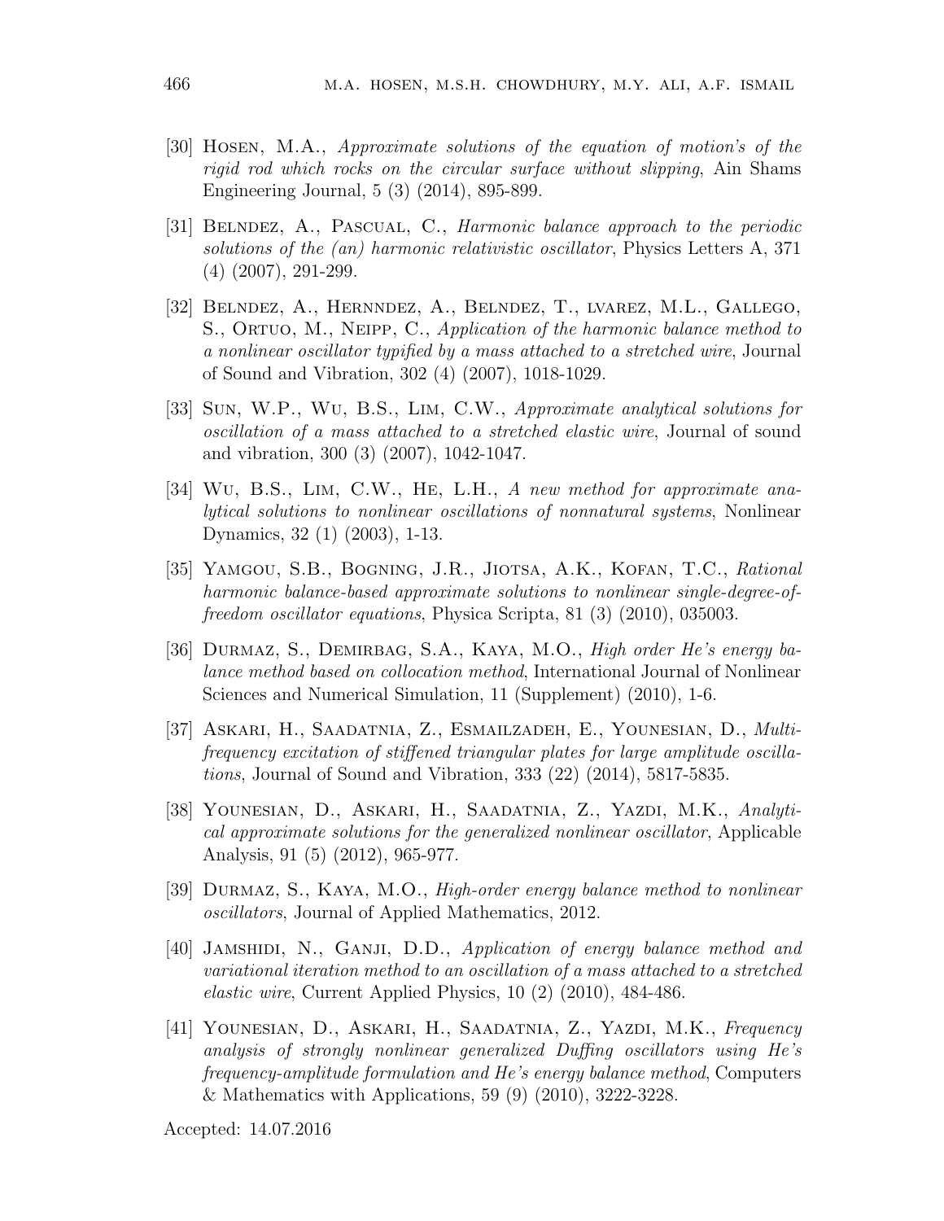[30] Hosen, M.A., *Approximate solutions of the equation of motion's of the rigid rod which rocks on the circular surface without slipping*, Ain Shams Engineering Journal, 5 (3) (2014), 895-899.

[31] Belndez, A., Pascual, C., *Harmonic balance approach to the periodic solutions of the (an) harmonic relativistic oscillator*, Physics Letters A, 371 (4) (2007), 291-299.

[32] Belndez, A., Hernndez, A., Belndez, T., lvarez, M.L., Gallego, S., Ortuo, M., Neipp, C., *Application of the harmonic balance method to a nonlinear oscillator typified by a mass attached to a stretched wire*, Journal of Sound and Vibration, 302 (4) (2007), 1018-1029.

[33] Sun, W.P., Wu, B.S., Lim, C.W., *Approximate analytical solutions for oscillation of a mass attached to a stretched elastic wire*, Journal of sound and vibration, 300 (3) (2007), 1042-1047.

[34] Wu, B.S., Lim, C.W., He, L.H., *A new method for approximate analytical solutions to nonlinear oscillations of nonnatural systems*, Nonlinear Dynamics, 32 (1) (2003), 1-13.

[35] Yamgou, S.B., Bogning, J.R., Jiotsa, A.K., Kofan, T.C., *Rational harmonic balance-based approximate solutions to nonlinear single-degree-of-freedom oscillator equations*, Physica Scripta, 81 (3) (2010), 035003.

[36] Durmaz, S., Demirbag, S.A., Kaya, M.O., *High order He's energy balance method based on collocation method*, International Journal of Nonlinear Sciences and Numerical Simulation, 11 (Supplement) (2010), 1-6.

[37] Askari, H., Saadatnia, Z., Esmailzadeh, E., Younesian, D., *Multi-frequency excitation of stiffened triangular plates for large amplitude oscillations*, Journal of Sound and Vibration, 333 (22) (2014), 5817-5835.

[38] Younesian, D., Askari, H., Saadatnia, Z., Yazdi, M.K., *Analytical approximate solutions for the generalized nonlinear oscillator*, Applicable Analysis, 91 (5) (2012), 965-977.

[39] Durmaz, S., Kaya, M.O., *High-order energy balance method to nonlinear oscillators*, Journal of Applied Mathematics, 2012.

[40] Jamshidi, N., Ganji, D.D., *Application of energy balance method and variational iteration method to an oscillation of a mass attached to a stretched elastic wire*, Current Applied Physics, 10 (2) (2010), 484-486.

[41] Younesian, D., Askari, H., Saadatnia, Z., Yazdi, M.K., *Frequency analysis of strongly nonlinear generalized Duffing oscillators using He's frequency-amplitude formulation and He's energy balance method*, Computers & Mathematics with Applications, 59 (9) (2010), 3222-3228.

Accepted: 14.07.2016